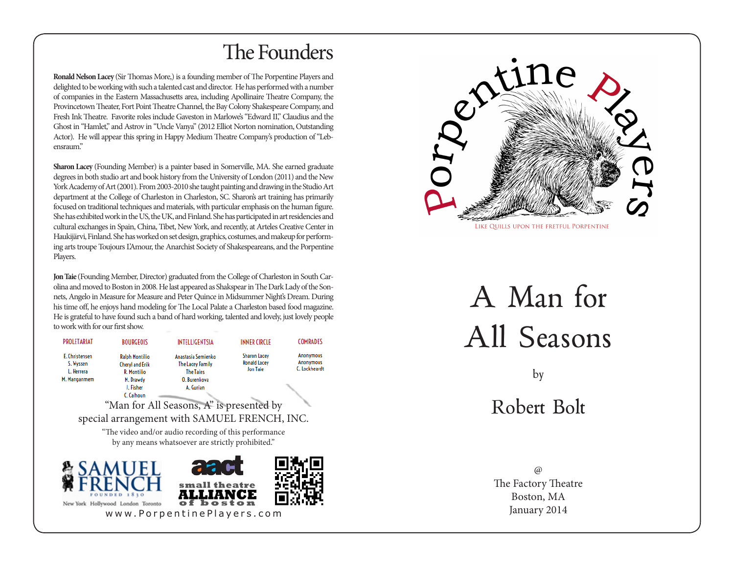# The Founders

**Ronald Nelson Lacey** (Sir Thomas More,) is a founding member of The Porpentine Players and delighted to be working with such a talented cast and director. He has performed with a number of companies in the Eastern Massachusetts area, including Apollinaire Theatre Company, the Provincetown Theater, Fort Point Theatre Channel, the Bay Colony Shakespeare Company, and Fresh Ink Theatre. Favorite roles include Gaveston in Marlowe's "Edward II," Claudius and the Ghost in "Hamlet," and Astrov in "Uncle Vanya" (2012 Elliot Norton nomination, Outstanding Actor). He will appear this spring in Happy Medium Theatre Company's production of "Lebensraum."

**Sharon Lacey** (Founding Member) is a painter based in Somerville, MA. She earned graduate degrees in both studio art and book history from the University of London (2011) and the New York Academy of Art (2001). From 2003-2010 she taught painting and drawing in the Studio Art department at the College of Charleston in Charleston, SC. Sharon's art training has primarily focused on traditional techniques and materials, with particular emphasis on the human figure. She has exhibited work in the US, the UK, and Finland. She has participated in art residencies and cultural exchanges in Spain, China, Tibet, New York, and recently, at Arteles Creative Center in Haukijärvi, Finland. She has worked on set design, graphics, costumes, and makeup for performing arts troupe Toujours L'Amour, the Anarchist Society of Shakespeareans, and the Porpentine Players.

**Jon Taie** (Founding Member, Director) graduated from the College of Charleston in South Carolina and moved to Boston in 2008. He last appeared as Shakspear in The Dark Lady of the Sonnets, Angelo in Measure for Measure and Peter Quince in Midsummer Night's Dream. During his time off, he enjoys hand modeling for The Local Palate a Charleston based food magazine. He is grateful to have found such a band of hard working, talented and lovely, just lovely people to work with for our first show.

| PROLETARIAT | BOURGEOIS | INTELLIGENTSIA | INNER CIRCLE | COMRADES |
|---|---|---|---|---|
| E. Christensen | Ralph Montilio | Anastasia Semienko | Sharon Lacey | Anonymous |
| S. Wyssen | Cheryl and Erik | The Lacey Family | Ronald Lacey | Anonymous |
| L. Herrera | R. Montilio | The Taies | Jon Taie | C. Lockheardt |
| M. Manganmem | M. Drawdy | O. Burenkova | | |
| | J. Fisher | A. Gurian | | |
| | C. Calhoun | | | |

"Man for All Seasons, A" is presented by special arrangement with SAMUEL FRENCH, INC.

"The video and/or audio recording of this performance by any means whatsoever are strictly prohibited."

SAMUEL FRENCH — FOUNDED 1830 — New York Hollywood London Toronto

aact — small theatre ALLIANCE of boston

www.PorpentinePlayers.com

Porpentine Players

Like quills upon the fretful porpentine

# A Man for All Seasons

by

## Robert Bolt

@
The Factory Theatre
Boston, MA
January 2014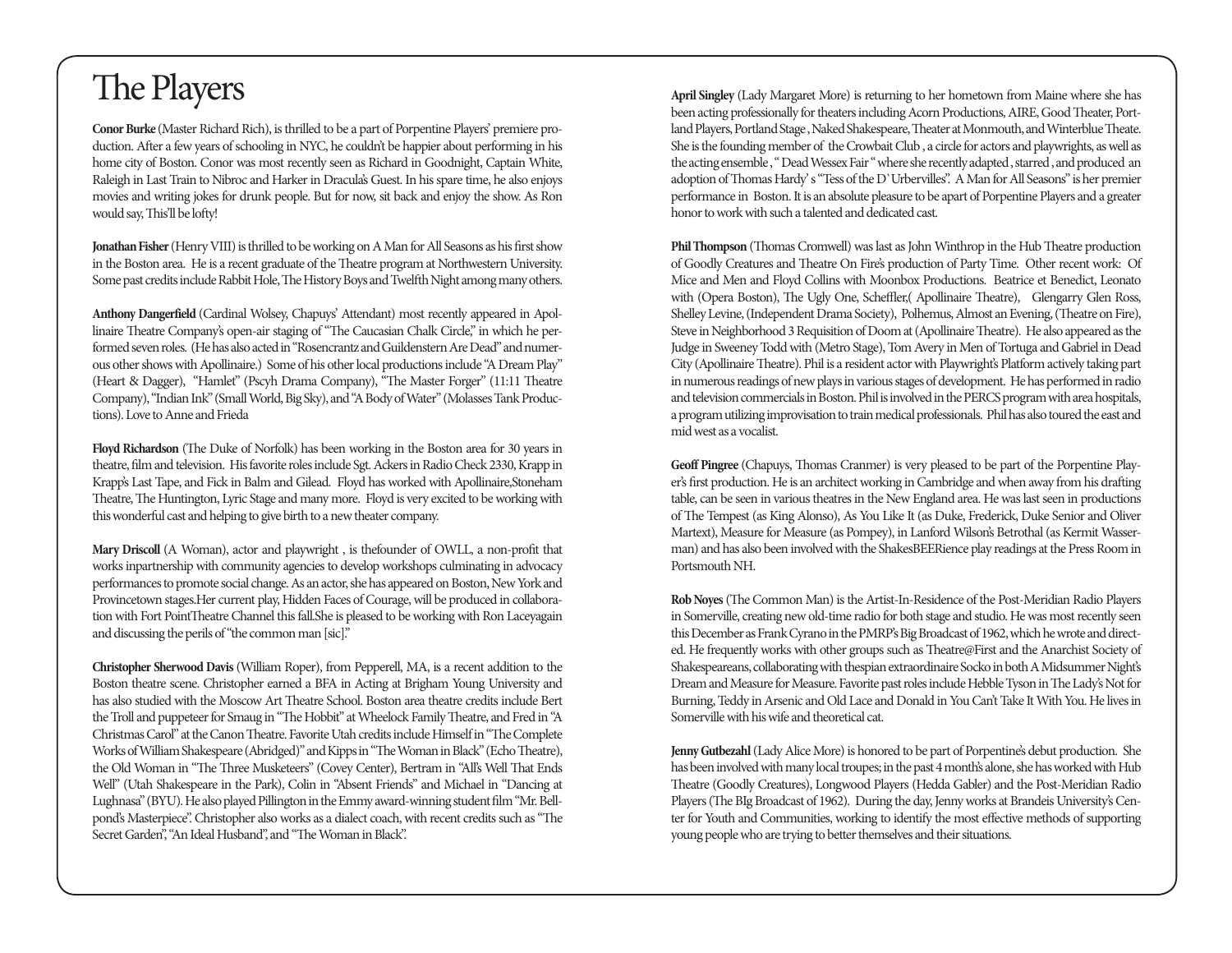# The Players

**Conor Burke** (Master Richard Rich), is thrilled to be a part of Porpentine Players' premiere production. After a few years of schooling in NYC, he couldn't be happier about performing in his home city of Boston. Conor was most recently seen as Richard in Goodnight, Captain White, Raleigh in Last Train to Nibroc and Harker in Dracula's Guest. In his spare time, he also enjoys movies and writing jokes for drunk people. But for now, sit back and enjoy the show. As Ron would say, This'll be lofty!

**Jonathan Fisher** (Henry VIII) is thrilled to be working on A Man for All Seasons as his first show in the Boston area. He is a recent graduate of the Theatre program at Northwestern University. Some past credits include Rabbit Hole, The History Boys and Twelfth Night among many others.

**Anthony Dangerfield** (Cardinal Wolsey, Chapuys' Attendant) most recently appeared in Apollinaire Theatre Company's open-air staging of "The Caucasian Chalk Circle," in which he performed seven roles. (He has also acted in "Rosencrantz and Guildenstern Are Dead" and numerous other shows with Apollinaire.) Some of his other local productions include "A Dream Play" (Heart & Dagger), "Hamlet" (Pscyh Drama Company), "The Master Forger" (11:11 Theatre Company), "Indian Ink" (Small World, Big Sky), and "A Body of Water" (Molasses Tank Productions). Love to Anne and Frieda

**Floyd Richardson** (The Duke of Norfolk) has been working in the Boston area for 30 years in theatre, film and television. His favorite roles include Sgt. Ackers in Radio Check 2330, Krapp in Krapp's Last Tape, and Fick in Balm and Gilead. Floyd has worked with Apollinaire,Stoneham Theatre, The Huntington, Lyric Stage and many more. Floyd is very excited to be working with this wonderful cast and helping to give birth to a new theater company.

**Mary Driscoll** (A Woman), actor and playwright , is thefounder of OWLL, a non-profit that works inpartnership with community agencies to develop workshops culminating in advocacy performances to promote social change. As an actor, she has appeared on Boston, New York and Provincetown stages.Her current play, Hidden Faces of Courage, will be produced in collaboration with Fort PointTheatre Channel this fall.She is pleased to be working with Ron Laceyagain and discussing the perils of "the common man [sic]."

**Christopher Sherwood Davis** (William Roper), from Pepperell, MA, is a recent addition to the Boston theatre scene. Christopher earned a BFA in Acting at Brigham Young University and has also studied with the Moscow Art Theatre School. Boston area theatre credits include Bert the Troll and puppeteer for Smaug in "The Hobbit" at Wheelock Family Theatre, and Fred in "A Christmas Carol" at the Canon Theatre. Favorite Utah credits include Himself in "The Complete Works of William Shakespeare (Abridged)" and Kipps in "The Woman in Black" (Echo Theatre), the Old Woman in "The Three Musketeers" (Covey Center), Bertram in "All's Well That Ends Well" (Utah Shakespeare in the Park), Colin in "Absent Friends" and Michael in "Dancing at Lughnasa" (BYU). He also played Pillington in the Emmy award-winning student film "Mr. Bellpond's Masterpiece". Christopher also works as a dialect coach, with recent credits such as "The Secret Garden", "An Ideal Husband", and "The Woman in Black".

**April Singley** (Lady Margaret More) is returning to her hometown from Maine where she has been acting professionally for theaters including Acorn Productions, AIRE, Good Theater, Portland Players, Portland Stage , Naked Shakespeare, Theater at Monmouth, and Winterblue Theate. She is the founding member of the Crowbait Club , a circle for actors and playwrights, as well as the acting ensemble , " Dead Wessex Fair " where she recently adapted , starred , and produced an adoption of Thomas Hardy' s "Tess of the D`Urbervilles". A Man for All Seasons" is her premier performance in Boston. It is an absolute pleasure to be apart of Porpentine Players and a greater honor to work with such a talented and dedicated cast.

**Phil Thompson** (Thomas Cromwell) was last as John Winthrop in the Hub Theatre production of Goodly Creatures and Theatre On Fire's production of Party Time. Other recent work: Of Mice and Men and Floyd Collins with Moonbox Productions. Beatrice et Benedict, Leonato with (Opera Boston), The Ugly One, Scheffler,( Apollinaire Theatre), Glengarry Glen Ross, Shelley Levine, (Independent Drama Society), Polhemus, Almost an Evening, (Theatre on Fire), Steve in Neighborhood 3 Requisition of Doom at (Apollinaire Theatre). He also appeared as the Judge in Sweeney Todd with (Metro Stage), Tom Avery in Men of Tortuga and Gabriel in Dead City (Apollinaire Theatre). Phil is a resident actor with Playwright's Platform actively taking part in numerous readings of new plays in various stages of development. He has performed in radio and television commercials in Boston. Phil is involved in the PERCS program with area hospitals, a program utilizing improvisation to train medical professionals. Phil has also toured the east and mid west as a vocalist.

**Geoff Pingree** (Chapuys, Thomas Cranmer) is very pleased to be part of the Porpentine Player's first production. He is an architect working in Cambridge and when away from his drafting table, can be seen in various theatres in the New England area. He was last seen in productions of The Tempest (as King Alonso), As You Like It (as Duke, Frederick, Duke Senior and Oliver Martext), Measure for Measure (as Pompey), in Lanford Wilson's Betrothal (as Kermit Wasserman) and has also been involved with the ShakesBEERience play readings at the Press Room in Portsmouth NH.

**Rob Noyes** (The Common Man) is the Artist-In-Residence of the Post-Meridian Radio Players in Somerville, creating new old-time radio for both stage and studio. He was most recently seen this December as Frank Cyrano in the PMRP's Big Broadcast of 1962, which he wrote and directed. He frequently works with other groups such as Theatre@First and the Anarchist Society of Shakespeareans, collaborating with thespian extraordinaire Socko in both A Midsummer Night's Dream and Measure for Measure. Favorite past roles include Hebble Tyson in The Lady's Not for Burning, Teddy in Arsenic and Old Lace and Donald in You Can't Take It With You. He lives in Somerville with his wife and theoretical cat.

**Jenny Gutbezahl** (Lady Alice More) is honored to be part of Porpentine's debut production. She has been involved with many local troupes; in the past 4 month's alone, she has worked with Hub Theatre (Goodly Creatures), Longwood Players (Hedda Gabler) and the Post-Meridian Radio Players (The BIg Broadcast of 1962). During the day, Jenny works at Brandeis University's Center for Youth and Communities, working to identify the most effective methods of supporting young people who are trying to better themselves and their situations.